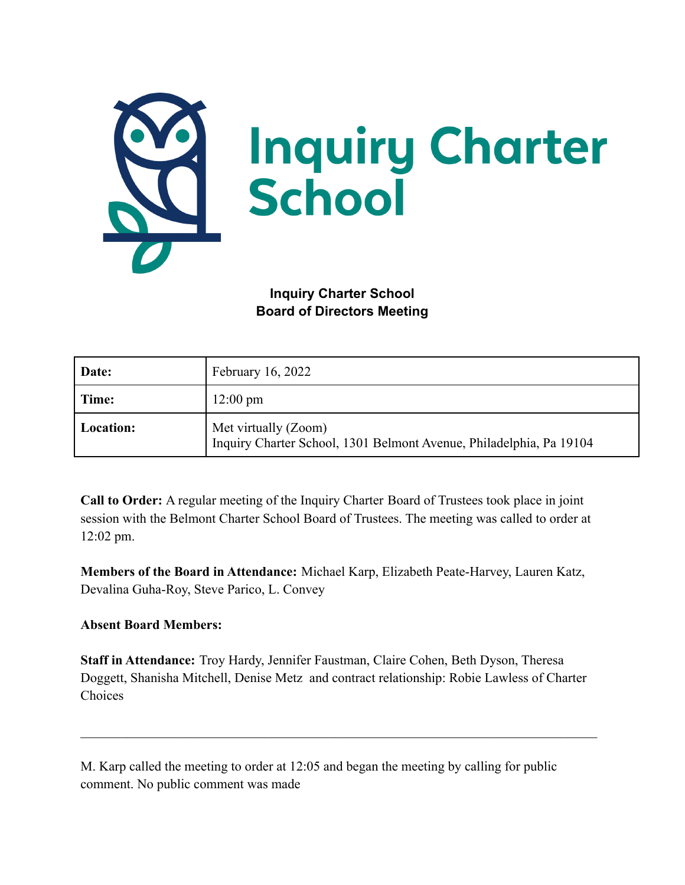# Inquiry Charter School

## Inquiry Charter School
## Board of Directors Meeting

| **Date:** | February 16, 2022 |
|---|---|
| **Time:** | 12:00 pm |
| **Location:** | Met virtually (Zoom)<br>Inquiry Charter School, 1301 Belmont Avenue, Philadelphia, Pa 19104 |

**Call to Order:** A regular meeting of the Inquiry Charter Board of Trustees took place in joint session with the Belmont Charter School Board of Trustees. The meeting was called to order at 12:02 pm.

**Members of the Board in Attendance:** Michael Karp, Elizabeth Peate-Harvey, Lauren Katz, Devalina Guha-Roy, Steve Parico, L. Convey

**Absent Board Members:**

**Staff in Attendance:** Troy Hardy, Jennifer Faustman, Claire Cohen, Beth Dyson, Theresa Doggett, Shanisha Mitchell, Denise Metz and contract relationship: Robie Lawless of Charter Choices

---

M. Karp called the meeting to order at 12:05 and began the meeting by calling for public comment. No public comment was made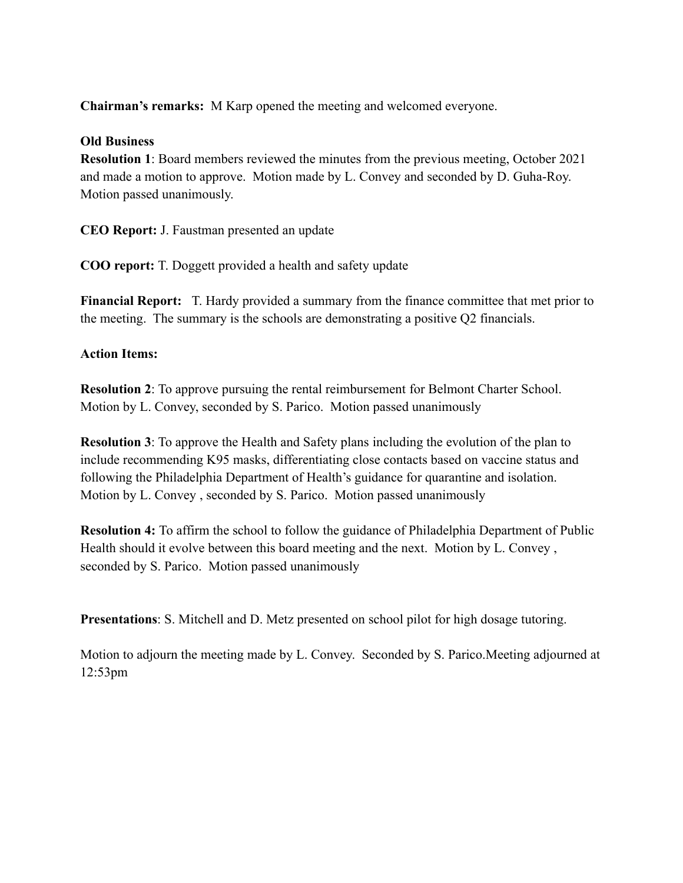**Chairman's remarks:** M Karp opened the meeting and welcomed everyone.

**Old Business**

**Resolution 1**: Board members reviewed the minutes from the previous meeting, October 2021 and made a motion to approve. Motion made by L. Convey and seconded by D. Guha-Roy. Motion passed unanimously.

**CEO Report:** J. Faustman presented an update

**COO report:** T. Doggett provided a health and safety update

**Financial Report:** T. Hardy provided a summary from the finance committee that met prior to the meeting. The summary is the schools are demonstrating a positive Q2 financials.

**Action Items:**

**Resolution 2**: To approve pursuing the rental reimbursement for Belmont Charter School. Motion by L. Convey, seconded by S. Parico. Motion passed unanimously

**Resolution 3**: To approve the Health and Safety plans including the evolution of the plan to include recommending K95 masks, differentiating close contacts based on vaccine status and following the Philadelphia Department of Health's guidance for quarantine and isolation. Motion by L. Convey , seconded by S. Parico. Motion passed unanimously

**Resolution 4:** To affirm the school to follow the guidance of Philadelphia Department of Public Health should it evolve between this board meeting and the next. Motion by L. Convey , seconded by S. Parico. Motion passed unanimously

**Presentations**: S. Mitchell and D. Metz presented on school pilot for high dosage tutoring.

Motion to adjourn the meeting made by L. Convey. Seconded by S. Parico.Meeting adjourned at 12:53pm